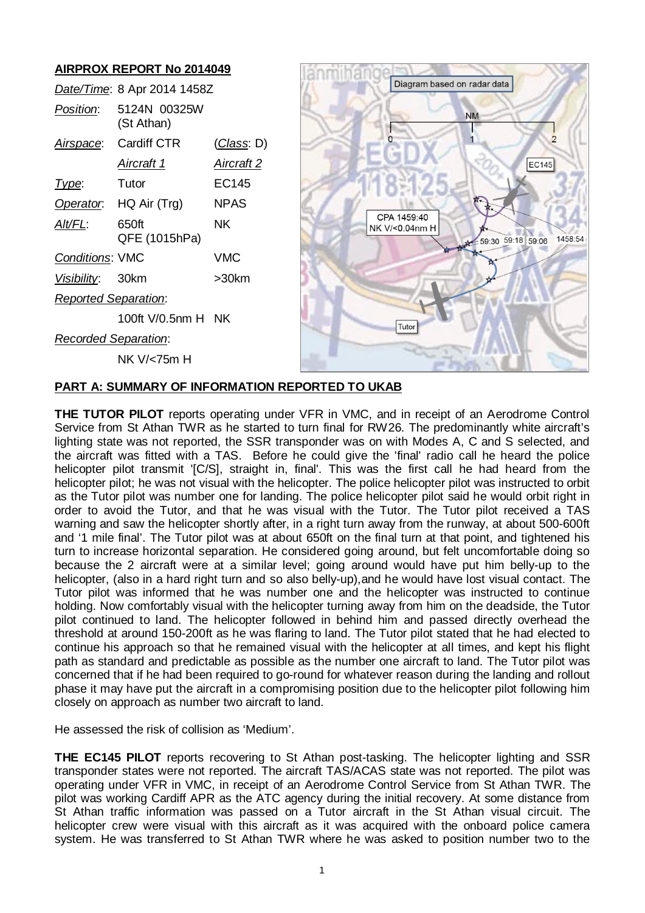## AIRPROX REPORT No 2014049

| | | |
|---|---|---|
| *Date/Time*: | 8 Apr 2014 1458Z | |
| *Position*: | 5124N 00325W (St Athan) | |
| *Airspace*: | Cardiff CTR | (*Class*: D) |
| | *Aircraft 1* | *Aircraft 2* |
| *Type*: | Tutor | EC145 |
| *Operator*: | HQ Air (Trg) | NPAS |
| *Alt/FL*: | 650ft QFE (1015hPa) | NK |
| *Conditions*: | VMC | VMC |
| *Visibility*: | 30km | >30km |
| *Reported Separation*: | | |
| | 100ft V/0.5nm H | NK |
| *Recorded Separation*: | | |
| | NK V/<75m H | |

## PART A: SUMMARY OF INFORMATION REPORTED TO UKAB

**THE TUTOR PILOT** reports operating under VFR in VMC, and in receipt of an Aerodrome Control Service from St Athan TWR as he started to turn final for RW26. The predominantly white aircraft's lighting state was not reported, the SSR transponder was on with Modes A, C and S selected, and the aircraft was fitted with a TAS. Before he could give the 'final' radio call he heard the police helicopter pilot transmit '[C/S], straight in, final'. This was the first call he had heard from the helicopter pilot; he was not visual with the helicopter. The police helicopter pilot was instructed to orbit as the Tutor pilot was number one for landing. The police helicopter pilot said he would orbit right in order to avoid the Tutor, and that he was visual with the Tutor. The Tutor pilot received a TAS warning and saw the helicopter shortly after, in a right turn away from the runway, at about 500-600ft and '1 mile final'. The Tutor pilot was at about 650ft on the final turn at that point, and tightened his turn to increase horizontal separation. He considered going around, but felt uncomfortable doing so because the 2 aircraft were at a similar level; going around would have put him belly-up to the helicopter, (also in a hard right turn and so also belly-up),and he would have lost visual contact. The Tutor pilot was informed that he was number one and the helicopter was instructed to continue holding. Now comfortably visual with the helicopter turning away from him on the deadside, the Tutor pilot continued to land. The helicopter followed in behind him and passed directly overhead the threshold at around 150-200ft as he was flaring to land. The Tutor pilot stated that he had elected to continue his approach so that he remained visual with the helicopter at all times, and kept his flight path as standard and predictable as possible as the number one aircraft to land. The Tutor pilot was concerned that if he had been required to go-round for whatever reason during the landing and rollout phase it may have put the aircraft in a compromising position due to the helicopter pilot following him closely on approach as number two aircraft to land.

He assessed the risk of collision as 'Medium'.

**THE EC145 PILOT** reports recovering to St Athan post-tasking. The helicopter lighting and SSR transponder states were not reported. The aircraft TAS/ACAS state was not reported. The pilot was operating under VFR in VMC, in receipt of an Aerodrome Control Service from St Athan TWR. The pilot was working Cardiff APR as the ATC agency during the initial recovery. At some distance from St Athan traffic information was passed on a Tutor aircraft in the St Athan visual circuit. The helicopter crew were visual with this aircraft as it was acquired with the onboard police camera system. He was transferred to St Athan TWR where he was asked to position number two to the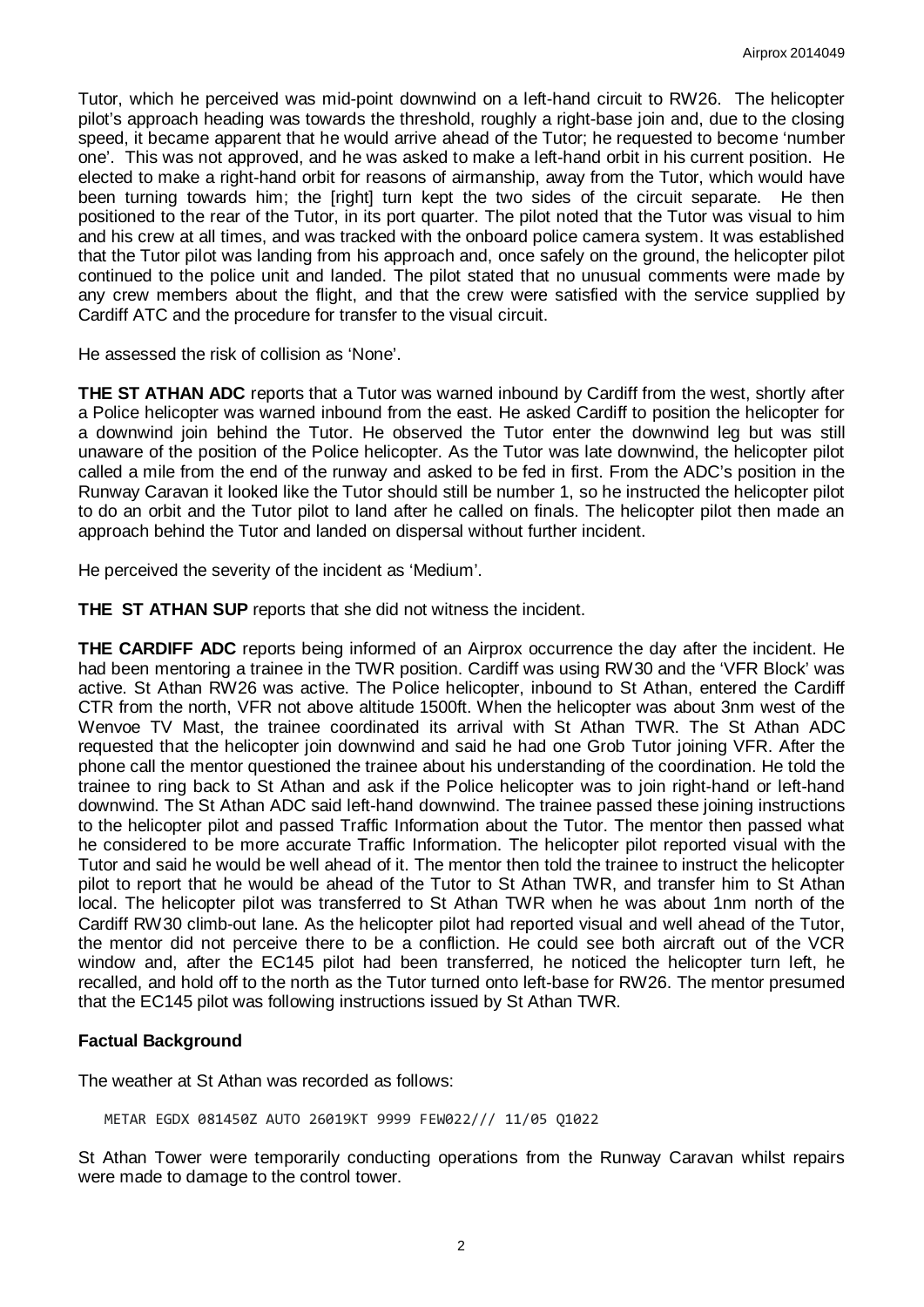Tutor, which he perceived was mid-point downwind on a left-hand circuit to RW26. The helicopter pilot's approach heading was towards the threshold, roughly a right-base join and, due to the closing speed, it became apparent that he would arrive ahead of the Tutor; he requested to become 'number one'. This was not approved, and he was asked to make a left-hand orbit in his current position. He elected to make a right-hand orbit for reasons of airmanship, away from the Tutor, which would have been turning towards him; the [right] turn kept the two sides of the circuit separate. He then positioned to the rear of the Tutor, in its port quarter. The pilot noted that the Tutor was visual to him and his crew at all times, and was tracked with the onboard police camera system. It was established that the Tutor pilot was landing from his approach and, once safely on the ground, the helicopter pilot continued to the police unit and landed. The pilot stated that no unusual comments were made by any crew members about the flight, and that the crew were satisfied with the service supplied by Cardiff ATC and the procedure for transfer to the visual circuit.

He assessed the risk of collision as 'None'.

**THE ST ATHAN ADC** reports that a Tutor was warned inbound by Cardiff from the west, shortly after a Police helicopter was warned inbound from the east. He asked Cardiff to position the helicopter for a downwind join behind the Tutor. He observed the Tutor enter the downwind leg but was still unaware of the position of the Police helicopter. As the Tutor was late downwind, the helicopter pilot called a mile from the end of the runway and asked to be fed in first. From the ADC's position in the Runway Caravan it looked like the Tutor should still be number 1, so he instructed the helicopter pilot to do an orbit and the Tutor pilot to land after he called on finals. The helicopter pilot then made an approach behind the Tutor and landed on dispersal without further incident.

He perceived the severity of the incident as 'Medium'.

**THE ST ATHAN SUP** reports that she did not witness the incident.

**THE CARDIFF ADC** reports being informed of an Airprox occurrence the day after the incident. He had been mentoring a trainee in the TWR position. Cardiff was using RW30 and the 'VFR Block' was active. St Athan RW26 was active. The Police helicopter, inbound to St Athan, entered the Cardiff CTR from the north, VFR not above altitude 1500ft. When the helicopter was about 3nm west of the Wenvoe TV Mast, the trainee coordinated its arrival with St Athan TWR. The St Athan ADC requested that the helicopter join downwind and said he had one Grob Tutor joining VFR. After the phone call the mentor questioned the trainee about his understanding of the coordination. He told the trainee to ring back to St Athan and ask if the Police helicopter was to join right-hand or left-hand downwind. The St Athan ADC said left-hand downwind. The trainee passed these joining instructions to the helicopter pilot and passed Traffic Information about the Tutor. The mentor then passed what he considered to be more accurate Traffic Information. The helicopter pilot reported visual with the Tutor and said he would be well ahead of it. The mentor then told the trainee to instruct the helicopter pilot to report that he would be ahead of the Tutor to St Athan TWR, and transfer him to St Athan local. The helicopter pilot was transferred to St Athan TWR when he was about 1nm north of the Cardiff RW30 climb-out lane. As the helicopter pilot had reported visual and well ahead of the Tutor, the mentor did not perceive there to be a confliction. He could see both aircraft out of the VCR window and, after the EC145 pilot had been transferred, he noticed the helicopter turn left, he recalled, and hold off to the north as the Tutor turned onto left-base for RW26. The mentor presumed that the EC145 pilot was following instructions issued by St Athan TWR.

## Factual Background

The weather at St Athan was recorded as follows:

```
METAR EGDX 081450Z AUTO 26019KT 9999 FEW022/// 11/05 Q1022
```

St Athan Tower were temporarily conducting operations from the Runway Caravan whilst repairs were made to damage to the control tower.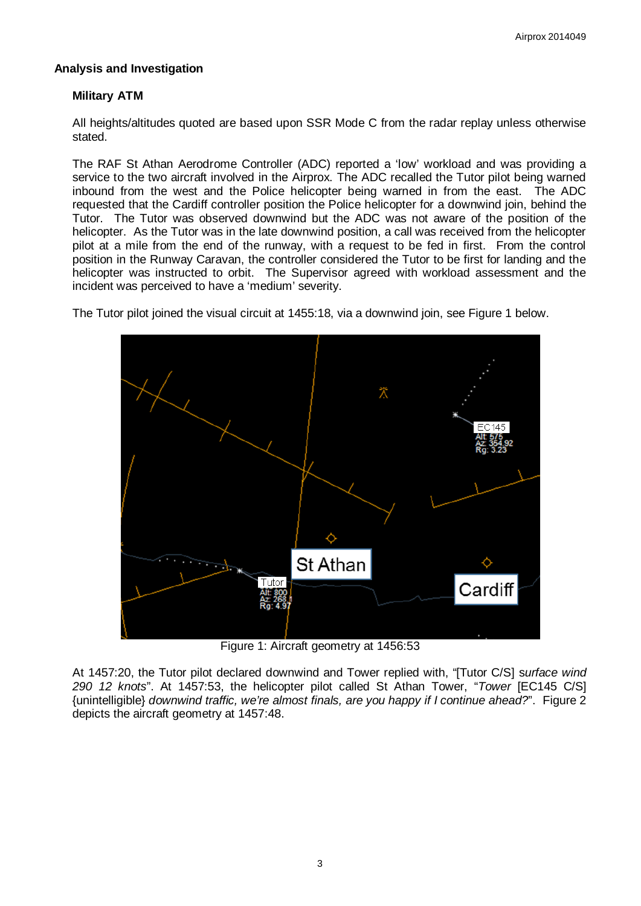## Analysis and Investigation

### Military ATM

All heights/altitudes quoted are based upon SSR Mode C from the radar replay unless otherwise stated.

The RAF St Athan Aerodrome Controller (ADC) reported a 'low' workload and was providing a service to the two aircraft involved in the Airprox. The ADC recalled the Tutor pilot being warned inbound from the west and the Police helicopter being warned in from the east. The ADC requested that the Cardiff controller position the Police helicopter for a downwind join, behind the Tutor. The Tutor was observed downwind but the ADC was not aware of the position of the helicopter. As the Tutor was in the late downwind position, a call was received from the helicopter pilot at a mile from the end of the runway, with a request to be fed in first. From the control position in the Runway Caravan, the controller considered the Tutor to be first for landing and the helicopter was instructed to orbit. The Supervisor agreed with workload assessment and the incident was perceived to have a 'medium' severity.

The Tutor pilot joined the visual circuit at 1455:18, via a downwind join, see Figure 1 below.

Figure 1: Aircraft geometry at 1456:53

At 1457:20, the Tutor pilot declared downwind and Tower replied with, "[Tutor C/S] *surface wind 290 12 knots*". At 1457:53, the helicopter pilot called St Athan Tower, "*Tower* [EC145 C/S] {unintelligible} *downwind traffic, we're almost finals, are you happy if I continue ahead?*". Figure 2 depicts the aircraft geometry at 1457:48.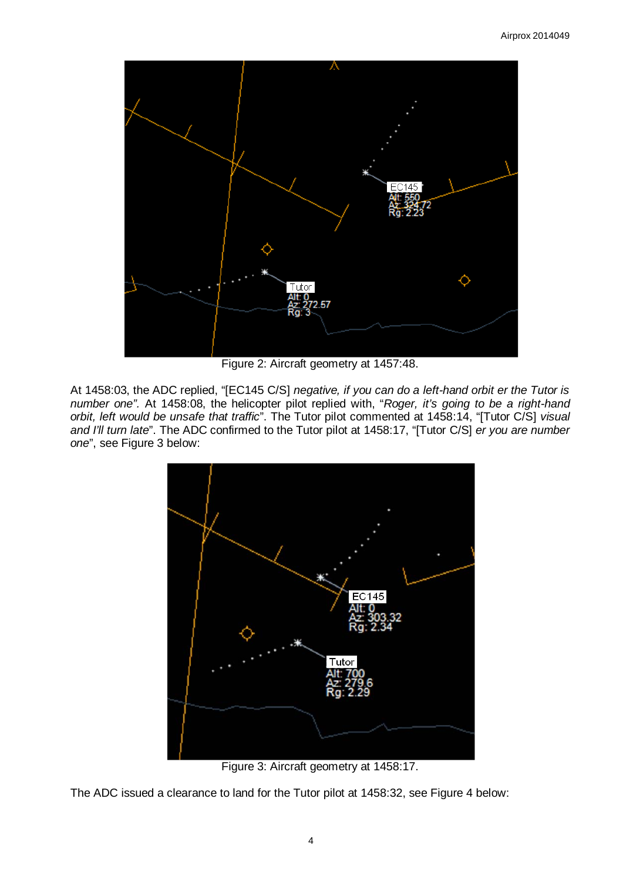Figure 2: Aircraft geometry at 1457:48.

At 1458:03, the ADC replied, "[EC145 C/S] *negative, if you can do a left-hand orbit er the Tutor is number one".* At 1458:08, the helicopter pilot replied with, "*Roger, it's going to be a right-hand orbit, left would be unsafe that traffic*". The Tutor pilot commented at 1458:14, "[Tutor C/S] *visual and I'll turn late*". The ADC confirmed to the Tutor pilot at 1458:17, "[Tutor C/S] *er you are number one*", see Figure 3 below:

Figure 3: Aircraft geometry at 1458:17.

The ADC issued a clearance to land for the Tutor pilot at 1458:32, see Figure 4 below: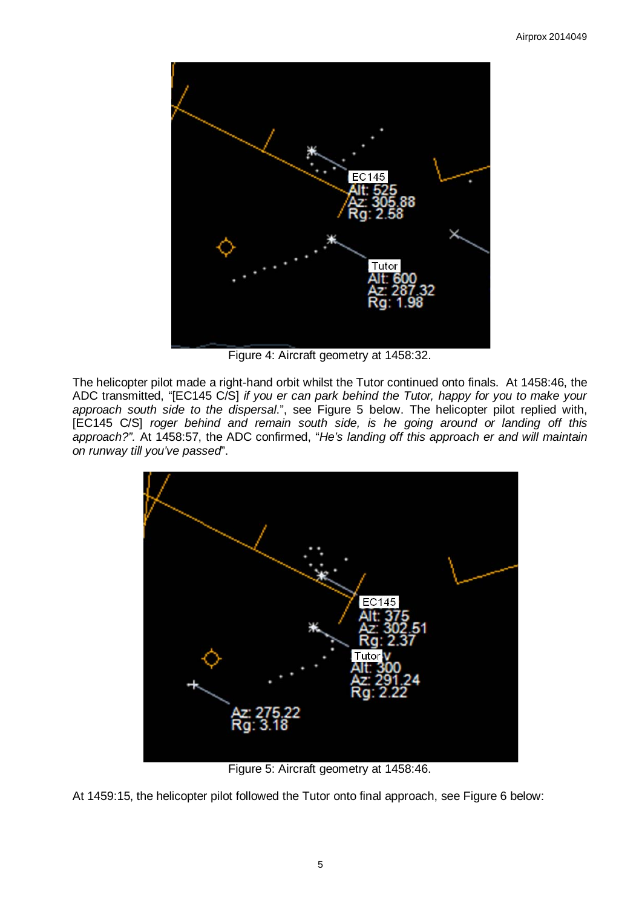Figure 4: Aircraft geometry at 1458:32.

The helicopter pilot made a right-hand orbit whilst the Tutor continued onto finals. At 1458:46, the ADC transmitted, "[EC145 C/S] *if you er can park behind the Tutor, happy for you to make your approach south side to the dispersal*.", see Figure 5 below. The helicopter pilot replied with, [EC145 C/S] *roger behind and remain south side, is he going around or landing off this approach?"*. At 1458:57, the ADC confirmed, "*He's landing off this approach er and will maintain on runway till you've passed*".

Figure 5: Aircraft geometry at 1458:46.

At 1459:15, the helicopter pilot followed the Tutor onto final approach, see Figure 6 below: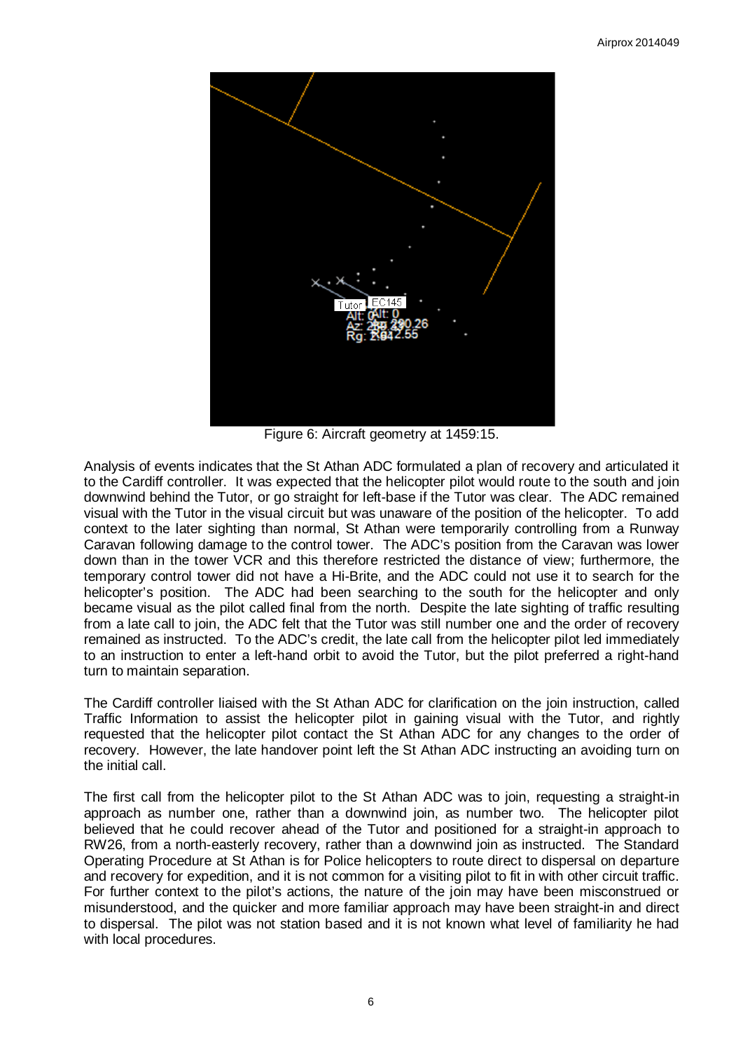Figure 6: Aircraft geometry at 1459:15.

Analysis of events indicates that the St Athan ADC formulated a plan of recovery and articulated it to the Cardiff controller. It was expected that the helicopter pilot would route to the south and join downwind behind the Tutor, or go straight for left-base if the Tutor was clear. The ADC remained visual with the Tutor in the visual circuit but was unaware of the position of the helicopter. To add context to the later sighting than normal, St Athan were temporarily controlling from a Runway Caravan following damage to the control tower. The ADC's position from the Caravan was lower down than in the tower VCR and this therefore restricted the distance of view; furthermore, the temporary control tower did not have a Hi-Brite, and the ADC could not use it to search for the helicopter's position. The ADC had been searching to the south for the helicopter and only became visual as the pilot called final from the north. Despite the late sighting of traffic resulting from a late call to join, the ADC felt that the Tutor was still number one and the order of recovery remained as instructed. To the ADC's credit, the late call from the helicopter pilot led immediately to an instruction to enter a left-hand orbit to avoid the Tutor, but the pilot preferred a right-hand turn to maintain separation.

The Cardiff controller liaised with the St Athan ADC for clarification on the join instruction, called Traffic Information to assist the helicopter pilot in gaining visual with the Tutor, and rightly requested that the helicopter pilot contact the St Athan ADC for any changes to the order of recovery. However, the late handover point left the St Athan ADC instructing an avoiding turn on the initial call.

The first call from the helicopter pilot to the St Athan ADC was to join, requesting a straight-in approach as number one, rather than a downwind join, as number two. The helicopter pilot believed that he could recover ahead of the Tutor and positioned for a straight-in approach to RW26, from a north-easterly recovery, rather than a downwind join as instructed. The Standard Operating Procedure at St Athan is for Police helicopters to route direct to dispersal on departure and recovery for expedition, and it is not common for a visiting pilot to fit in with other circuit traffic. For further context to the pilot's actions, the nature of the join may have been misconstrued or misunderstood, and the quicker and more familiar approach may have been straight-in and direct to dispersal. The pilot was not station based and it is not known what level of familiarity he had with local procedures.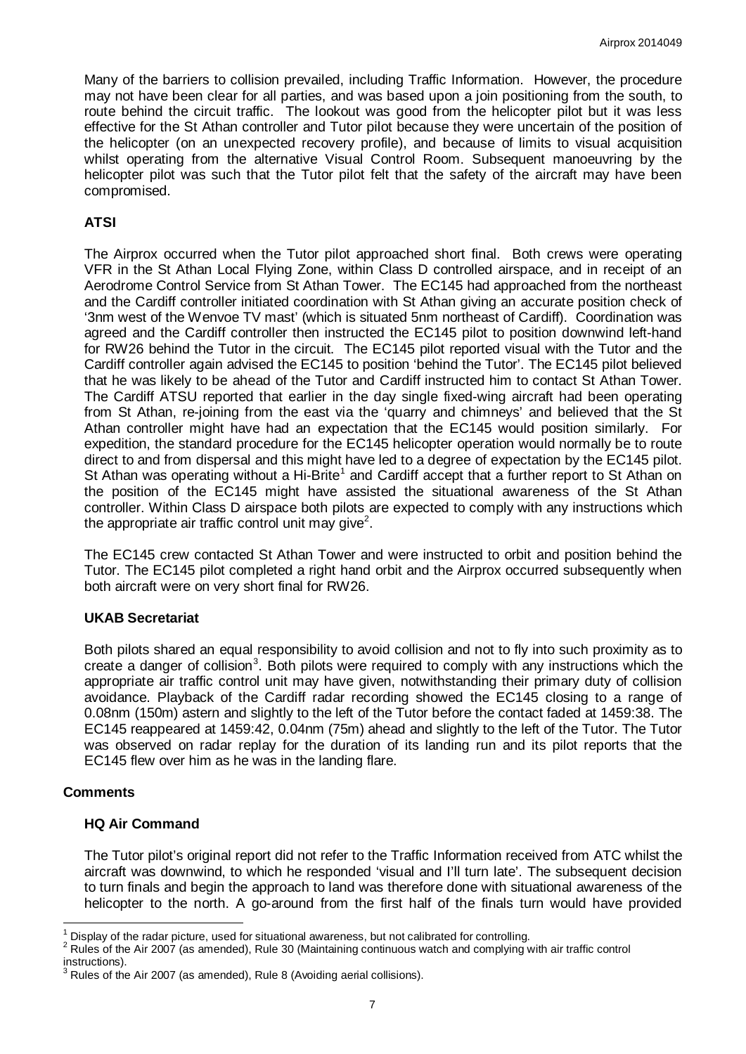Many of the barriers to collision prevailed, including Traffic Information. However, the procedure may not have been clear for all parties, and was based upon a join positioning from the south, to route behind the circuit traffic. The lookout was good from the helicopter pilot but it was less effective for the St Athan controller and Tutor pilot because they were uncertain of the position of the helicopter (on an unexpected recovery profile), and because of limits to visual acquisition whilst operating from the alternative Visual Control Room. Subsequent manoeuvring by the helicopter pilot was such that the Tutor pilot felt that the safety of the aircraft may have been compromised.

### ATSI

The Airprox occurred when the Tutor pilot approached short final. Both crews were operating VFR in the St Athan Local Flying Zone, within Class D controlled airspace, and in receipt of an Aerodrome Control Service from St Athan Tower. The EC145 had approached from the northeast and the Cardiff controller initiated coordination with St Athan giving an accurate position check of '3nm west of the Wenvoe TV mast' (which is situated 5nm northeast of Cardiff). Coordination was agreed and the Cardiff controller then instructed the EC145 pilot to position downwind left-hand for RW26 behind the Tutor in the circuit. The EC145 pilot reported visual with the Tutor and the Cardiff controller again advised the EC145 to position 'behind the Tutor'. The EC145 pilot believed that he was likely to be ahead of the Tutor and Cardiff instructed him to contact St Athan Tower. The Cardiff ATSU reported that earlier in the day single fixed-wing aircraft had been operating from St Athan, re-joining from the east via the 'quarry and chimneys' and believed that the St Athan controller might have had an expectation that the EC145 would position similarly. For expedition, the standard procedure for the EC145 helicopter operation would normally be to route direct to and from dispersal and this might have led to a degree of expectation by the EC145 pilot. St Athan was operating without a Hi-Brite[1] and Cardiff accept that a further report to St Athan on the position of the EC145 might have assisted the situational awareness of the St Athan controller. Within Class D airspace both pilots are expected to comply with any instructions which the appropriate air traffic control unit may give[2].

The EC145 crew contacted St Athan Tower and were instructed to orbit and position behind the Tutor. The EC145 pilot completed a right hand orbit and the Airprox occurred subsequently when both aircraft were on very short final for RW26.

### UKAB Secretariat

Both pilots shared an equal responsibility to avoid collision and not to fly into such proximity as to create a danger of collision[3]. Both pilots were required to comply with any instructions which the appropriate air traffic control unit may have given, notwithstanding their primary duty of collision avoidance. Playback of the Cardiff radar recording showed the EC145 closing to a range of 0.08nm (150m) astern and slightly to the left of the Tutor before the contact faded at 1459:38. The EC145 reappeared at 1459:42, 0.04nm (75m) ahead and slightly to the left of the Tutor. The Tutor was observed on radar replay for the duration of its landing run and its pilot reports that the EC145 flew over him as he was in the landing flare.

## Comments

### HQ Air Command

The Tutor pilot's original report did not refer to the Traffic Information received from ATC whilst the aircraft was downwind, to which he responded 'visual and I'll turn late'. The subsequent decision to turn finals and begin the approach to land was therefore done with situational awareness of the helicopter to the north. A go-around from the first half of the finals turn would have provided

---

[1] Display of the radar picture, used for situational awareness, but not calibrated for controlling.

[2] Rules of the Air 2007 (as amended), Rule 30 (Maintaining continuous watch and complying with air traffic control instructions).

[3] Rules of the Air 2007 (as amended), Rule 8 (Avoiding aerial collisions).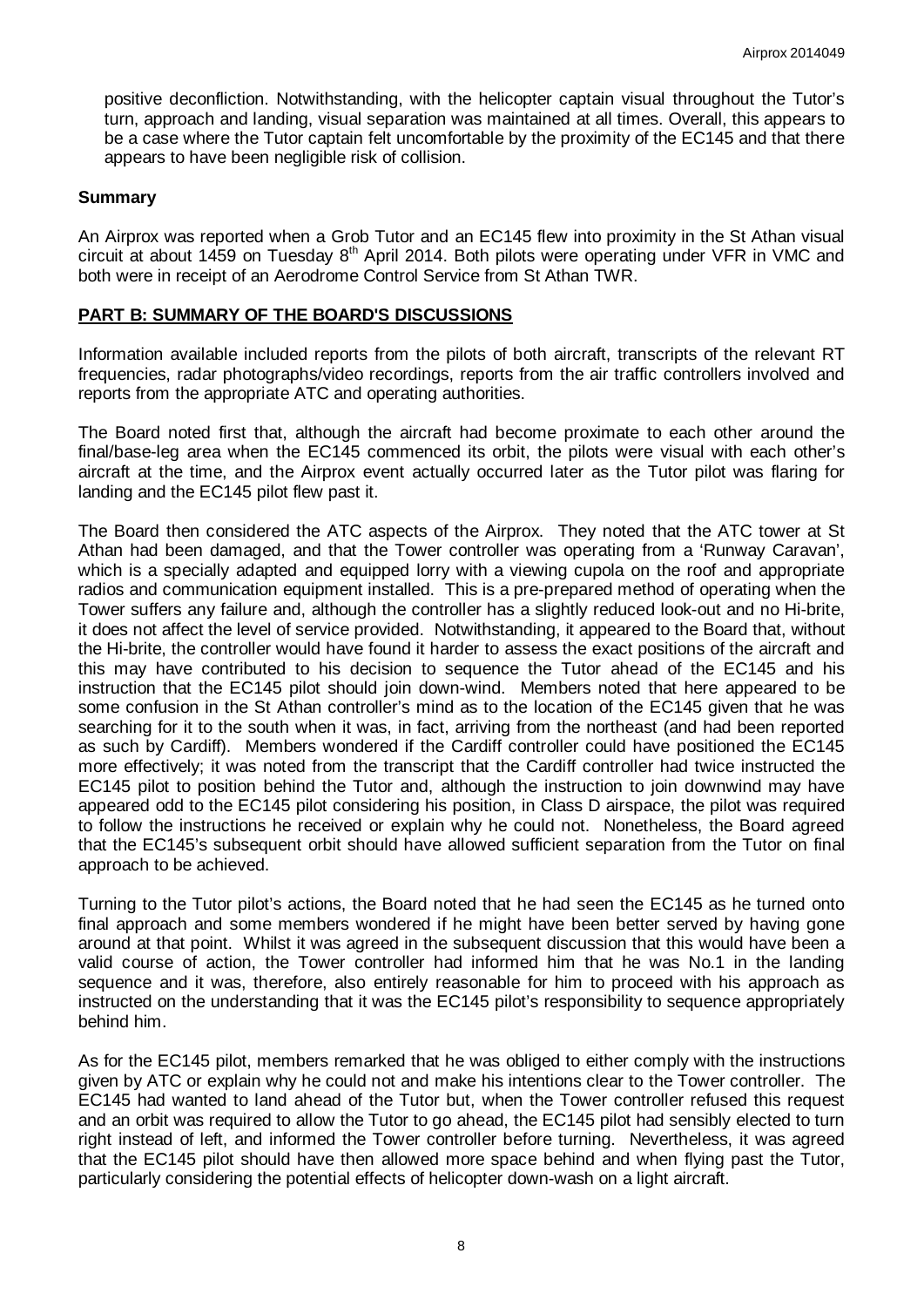positive deconfliction. Notwithstanding, with the helicopter captain visual throughout the Tutor's turn, approach and landing, visual separation was maintained at all times. Overall, this appears to be a case where the Tutor captain felt uncomfortable by the proximity of the EC145 and that there appears to have been negligible risk of collision.

## Summary

An Airprox was reported when a Grob Tutor and an EC145 flew into proximity in the St Athan visual circuit at about 1459 on Tuesday 8th April 2014. Both pilots were operating under VFR in VMC and both were in receipt of an Aerodrome Control Service from St Athan TWR.

## PART B: SUMMARY OF THE BOARD'S DISCUSSIONS

Information available included reports from the pilots of both aircraft, transcripts of the relevant RT frequencies, radar photographs/video recordings, reports from the air traffic controllers involved and reports from the appropriate ATC and operating authorities.

The Board noted first that, although the aircraft had become proximate to each other around the final/base-leg area when the EC145 commenced its orbit, the pilots were visual with each other's aircraft at the time, and the Airprox event actually occurred later as the Tutor pilot was flaring for landing and the EC145 pilot flew past it.

The Board then considered the ATC aspects of the Airprox. They noted that the ATC tower at St Athan had been damaged, and that the Tower controller was operating from a 'Runway Caravan', which is a specially adapted and equipped lorry with a viewing cupola on the roof and appropriate radios and communication equipment installed. This is a pre-prepared method of operating when the Tower suffers any failure and, although the controller has a slightly reduced look-out and no Hi-brite, it does not affect the level of service provided. Notwithstanding, it appeared to the Board that, without the Hi-brite, the controller would have found it harder to assess the exact positions of the aircraft and this may have contributed to his decision to sequence the Tutor ahead of the EC145 and his instruction that the EC145 pilot should join down-wind. Members noted that here appeared to be some confusion in the St Athan controller's mind as to the location of the EC145 given that he was searching for it to the south when it was, in fact, arriving from the northeast (and had been reported as such by Cardiff). Members wondered if the Cardiff controller could have positioned the EC145 more effectively; it was noted from the transcript that the Cardiff controller had twice instructed the EC145 pilot to position behind the Tutor and, although the instruction to join downwind may have appeared odd to the EC145 pilot considering his position, in Class D airspace, the pilot was required to follow the instructions he received or explain why he could not. Nonetheless, the Board agreed that the EC145's subsequent orbit should have allowed sufficient separation from the Tutor on final approach to be achieved.

Turning to the Tutor pilot's actions, the Board noted that he had seen the EC145 as he turned onto final approach and some members wondered if he might have been better served by having gone around at that point. Whilst it was agreed in the subsequent discussion that this would have been a valid course of action, the Tower controller had informed him that he was No.1 in the landing sequence and it was, therefore, also entirely reasonable for him to proceed with his approach as instructed on the understanding that it was the EC145 pilot's responsibility to sequence appropriately behind him.

As for the EC145 pilot, members remarked that he was obliged to either comply with the instructions given by ATC or explain why he could not and make his intentions clear to the Tower controller. The EC145 had wanted to land ahead of the Tutor but, when the Tower controller refused this request and an orbit was required to allow the Tutor to go ahead, the EC145 pilot had sensibly elected to turn right instead of left, and informed the Tower controller before turning. Nevertheless, it was agreed that the EC145 pilot should have then allowed more space behind and when flying past the Tutor, particularly considering the potential effects of helicopter down-wash on a light aircraft.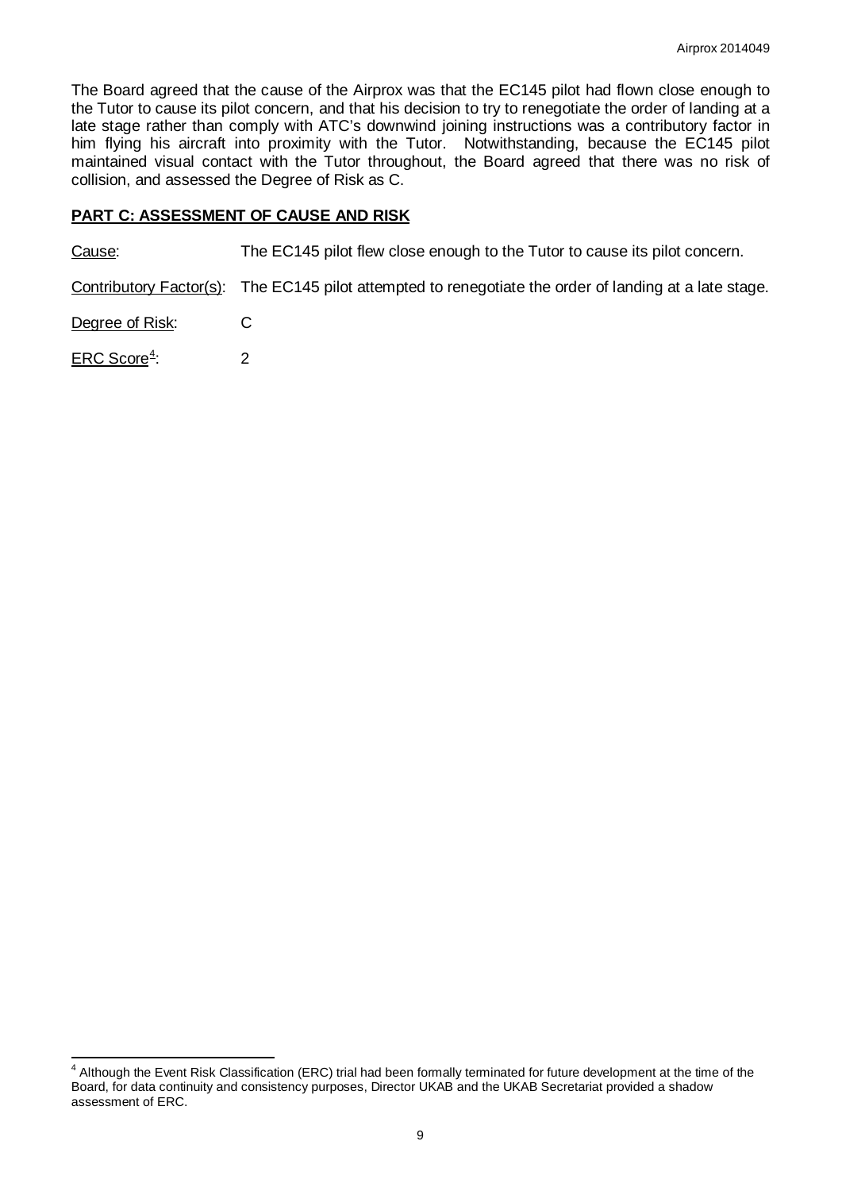The Board agreed that the cause of the Airprox was that the EC145 pilot had flown close enough to the Tutor to cause its pilot concern, and that his decision to try to renegotiate the order of landing at a late stage rather than comply with ATC's downwind joining instructions was a contributory factor in him flying his aircraft into proximity with the Tutor. Notwithstanding, because the EC145 pilot maintained visual contact with the Tutor throughout, the Board agreed that there was no risk of collision, and assessed the Degree of Risk as C.

## PART C: ASSESSMENT OF CAUSE AND RISK

| | |
|---|---|
| Cause: | The EC145 pilot flew close enough to the Tutor to cause its pilot concern. |
| Contributory Factor(s): | The EC145 pilot attempted to renegotiate the order of landing at a late stage. |
| Degree of Risk: | C |
| ERC Score[4]: | 2 |

[4] Although the Event Risk Classification (ERC) trial had been formally terminated for future development at the time of the Board, for data continuity and consistency purposes, Director UKAB and the UKAB Secretariat provided a shadow assessment of ERC.